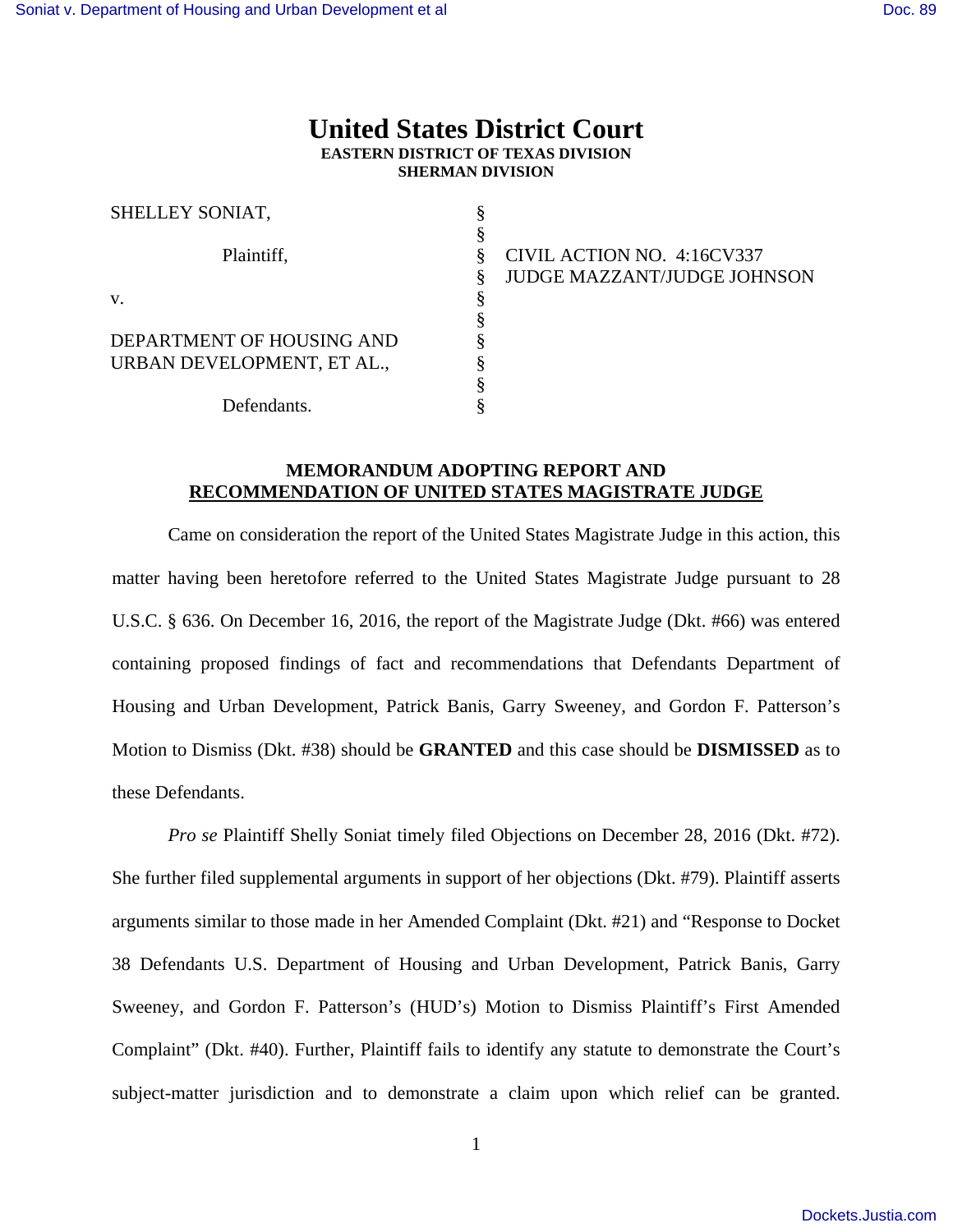# United States District Court
**EASTERN DISTRICT OF TEXAS DIVISION**
**SHERMAN DIVISION**

| | | |
|---|---|---|
| SHELLEY SONIAT, | § | |
| | § | |
| Plaintiff, | § | CIVIL ACTION NO. 4:16CV337 |
| | § | JUDGE MAZZANT/JUDGE JOHNSON |
| v. | § | |
| | § | |
| DEPARTMENT OF HOUSING AND URBAN DEVELOPMENT, ET AL., | § | |
| | § | |
| Defendants. | § | |

**MEMORANDUM ADOPTING REPORT AND**
**RECOMMENDATION OF UNITED STATES MAGISTRATE JUDGE**

Came on consideration the report of the United States Magistrate Judge in this action, this matter having been heretofore referred to the United States Magistrate Judge pursuant to 28 U.S.C. § 636. On December 16, 2016, the report of the Magistrate Judge (Dkt. #66) was entered containing proposed findings of fact and recommendations that Defendants Department of Housing and Urban Development, Patrick Banis, Garry Sweeney, and Gordon F. Patterson's Motion to Dismiss (Dkt. #38) should be **GRANTED** and this case should be **DISMISSED** as to these Defendants.

*Pro se* Plaintiff Shelly Soniat timely filed Objections on December 28, 2016 (Dkt. #72). She further filed supplemental arguments in support of her objections (Dkt. #79). Plaintiff asserts arguments similar to those made in her Amended Complaint (Dkt. #21) and "Response to Docket 38 Defendants U.S. Department of Housing and Urban Development, Patrick Banis, Garry Sweeney, and Gordon F. Patterson's (HUD's) Motion to Dismiss Plaintiff's First Amended Complaint" (Dkt. #40). Further, Plaintiff fails to identify any statute to demonstrate the Court's subject-matter jurisdiction and to demonstrate a claim upon which relief can be granted.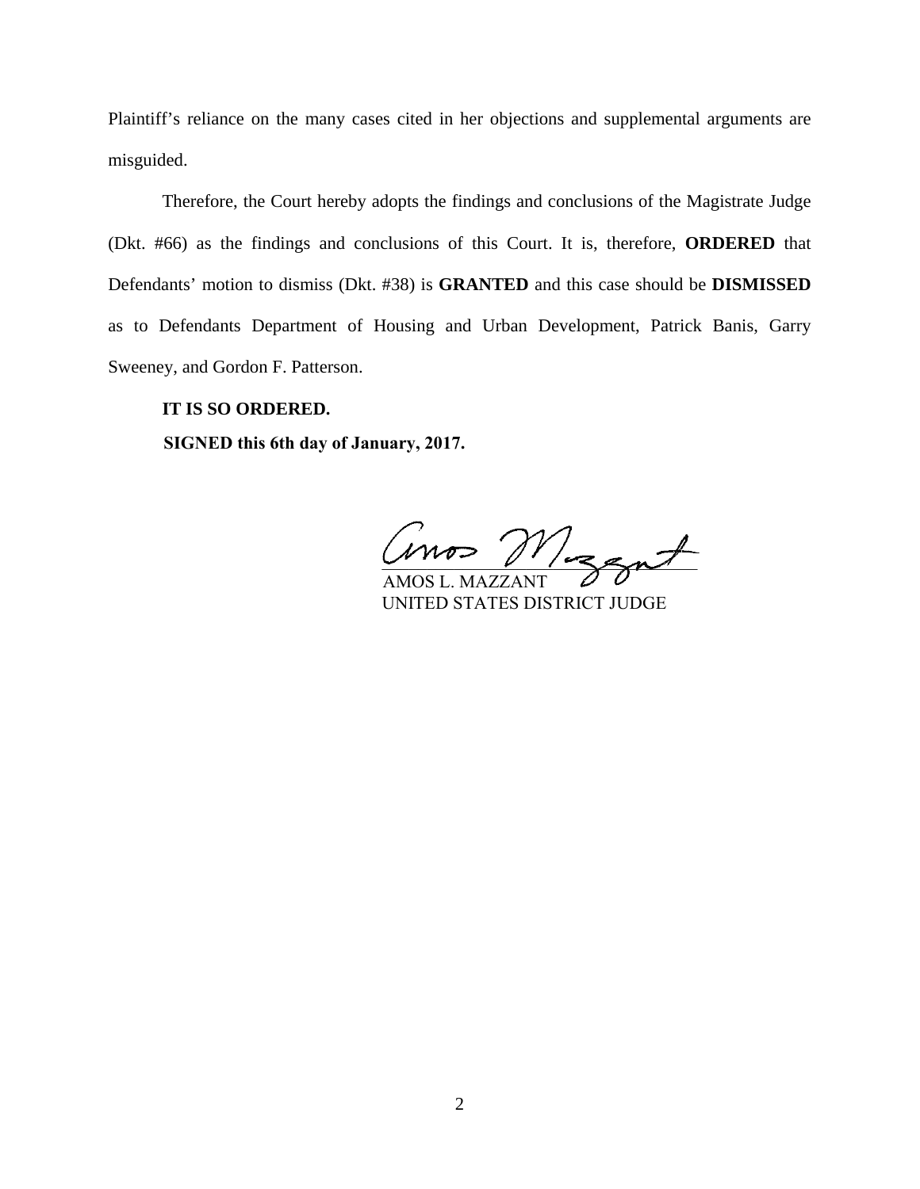Plaintiff's reliance on the many cases cited in her objections and supplemental arguments are misguided.

Therefore, the Court hereby adopts the findings and conclusions of the Magistrate Judge (Dkt. #66) as the findings and conclusions of this Court. It is, therefore, **ORDERED** that Defendants' motion to dismiss (Dkt. #38) is **GRANTED** and this case should be **DISMISSED** as to Defendants Department of Housing and Urban Development, Patrick Banis, Garry Sweeney, and Gordon F. Patterson.

**IT IS SO ORDERED.**

**SIGNED this 6th day of January, 2017.**

AMOS L. MAZZANT
UNITED STATES DISTRICT JUDGE